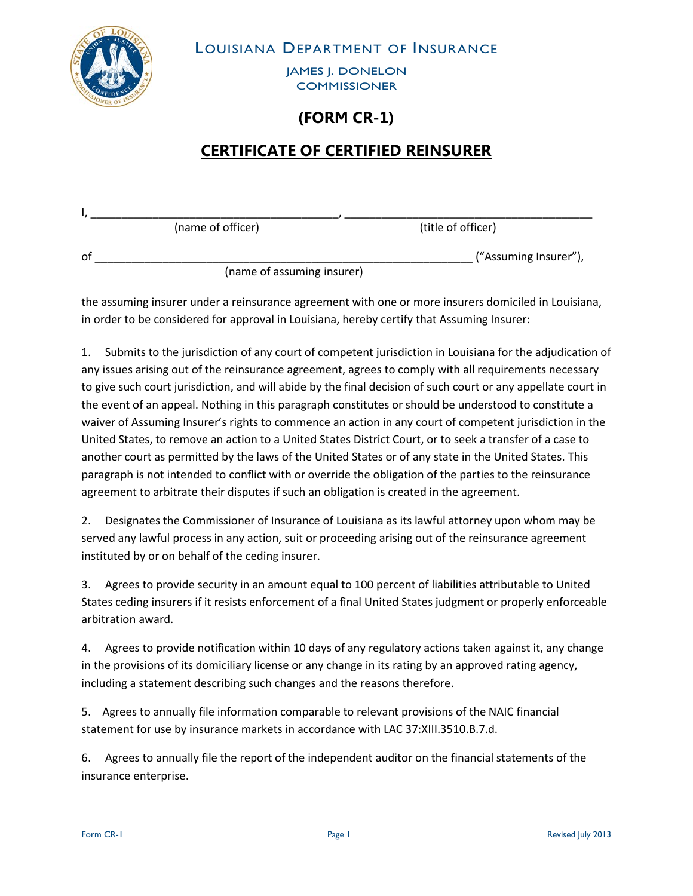LOUISIANA DEPARTMENT OF INSURANCE

JAMES J. DONELON
COMMISSIONER

# (FORM CR-1)

# CERTIFICATE OF CERTIFIED REINSURER

I, ________________________________________, ________________________________________
(name of officer) (title of officer)

of ______________________________________________________________ ("Assuming Insurer"),
(name of assuming insurer)

the assuming insurer under a reinsurance agreement with one or more insurers domiciled in Louisiana, in order to be considered for approval in Louisiana, hereby certify that Assuming Insurer:

1. Submits to the jurisdiction of any court of competent jurisdiction in Louisiana for the adjudication of any issues arising out of the reinsurance agreement, agrees to comply with all requirements necessary to give such court jurisdiction, and will abide by the final decision of such court or any appellate court in the event of an appeal. Nothing in this paragraph constitutes or should be understood to constitute a waiver of Assuming Insurer's rights to commence an action in any court of competent jurisdiction in the United States, to remove an action to a United States District Court, or to seek a transfer of a case to another court as permitted by the laws of the United States or of any state in the United States. This paragraph is not intended to conflict with or override the obligation of the parties to the reinsurance agreement to arbitrate their disputes if such an obligation is created in the agreement.

2. Designates the Commissioner of Insurance of Louisiana as its lawful attorney upon whom may be served any lawful process in any action, suit or proceeding arising out of the reinsurance agreement instituted by or on behalf of the ceding insurer.

3. Agrees to provide security in an amount equal to 100 percent of liabilities attributable to United States ceding insurers if it resists enforcement of a final United States judgment or properly enforceable arbitration award.

4. Agrees to provide notification within 10 days of any regulatory actions taken against it, any change in the provisions of its domiciliary license or any change in its rating by an approved rating agency, including a statement describing such changes and the reasons therefore.

5. Agrees to annually file information comparable to relevant provisions of the NAIC financial statement for use by insurance markets in accordance with LAC 37:XIII.3510.B.7.d.

6. Agrees to annually file the report of the independent auditor on the financial statements of the insurance enterprise.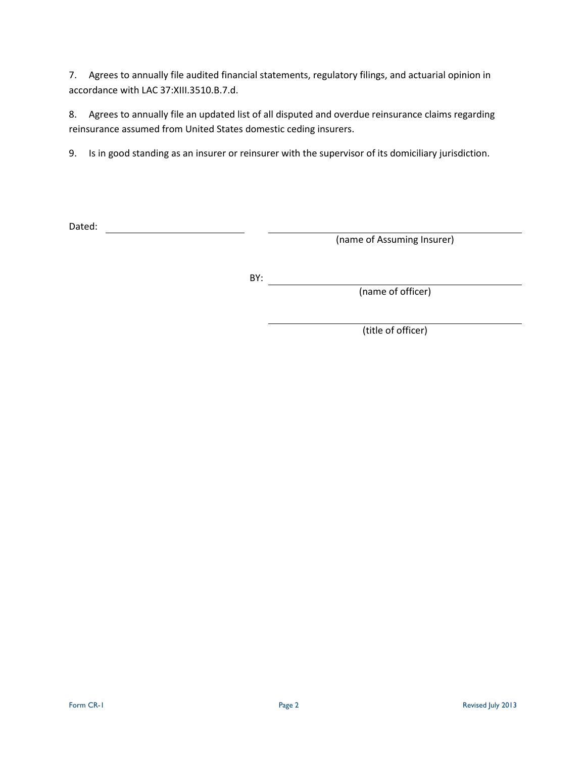7. Agrees to annually file audited financial statements, regulatory filings, and actuarial opinion in accordance with LAC 37:XIII.3510.B.7.d.

8. Agrees to annually file an updated list of all disputed and overdue reinsurance claims regarding reinsurance assumed from United States domestic ceding insurers.

9. Is in good standing as an insurer or reinsurer with the supervisor of its domiciliary jurisdiction.

Dated: ______________________ ______________________________________
(name of Assuming Insurer)

BY: ______________________________________
(name of officer)

______________________________________
(title of officer)